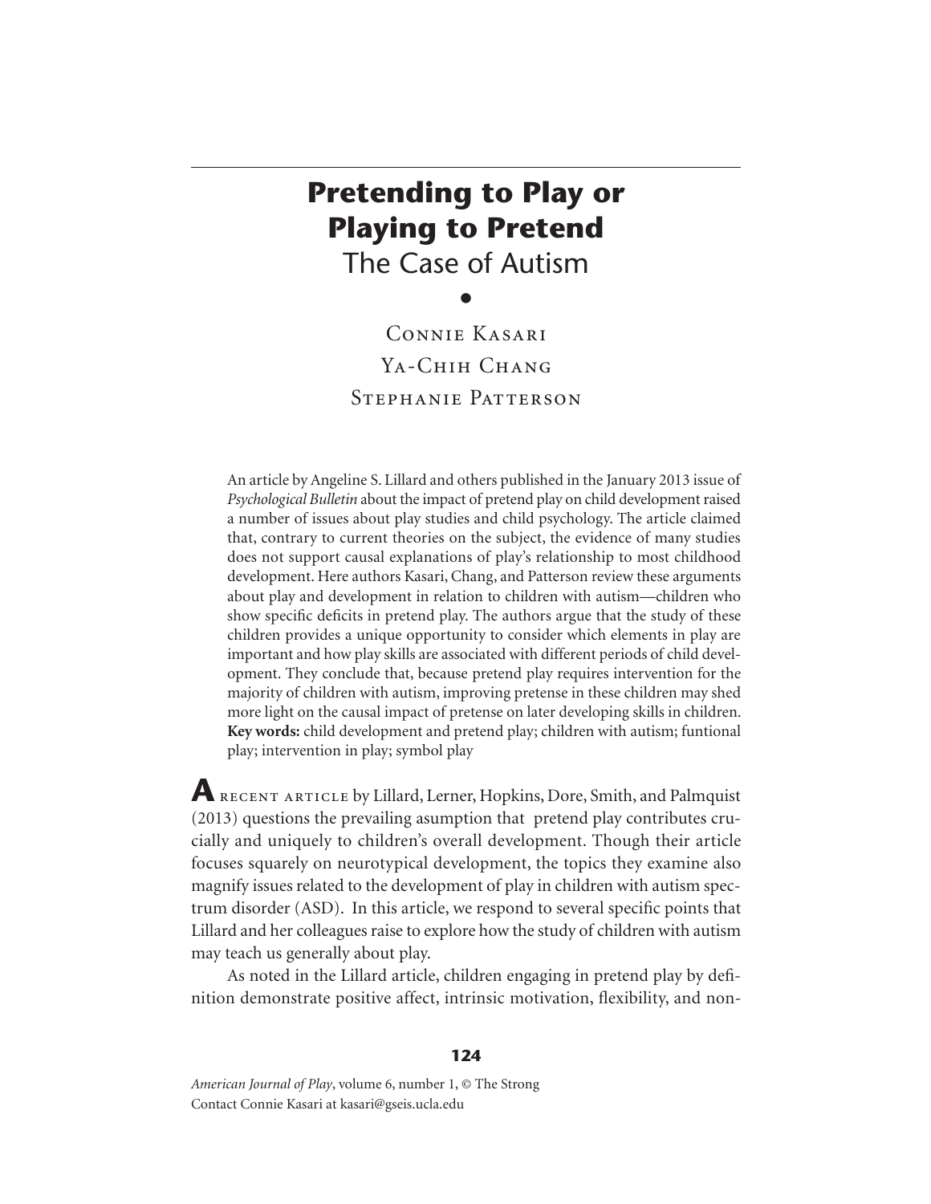# Pretending to Play or Playing to Pretend

## The Case of Autism

Connie Kasari
Ya-Chih Chang
Stephanie Patterson

An article by Angeline S. Lillard and others published in the January 2013 issue of *Psychological Bulletin* about the impact of pretend play on child development raised a number of issues about play studies and child psychology. The article claimed that, contrary to current theories on the subject, the evidence of many studies does not support causal explanations of play's relationship to most childhood development. Here authors Kasari, Chang, and Patterson review these arguments about play and development in relation to children with autism—children who show specific deficits in pretend play. The authors argue that the study of these children provides a unique opportunity to consider which elements in play are important and how play skills are associated with different periods of child development. They conclude that, because pretend play requires intervention for the majority of children with autism, improving pretense in these children may shed more light on the causal impact of pretense on later developing skills in children. **Key words:** child development and pretend play; children with autism; funtional play; intervention in play; symbol play

A recent article by Lillard, Lerner, Hopkins, Dore, Smith, and Palmquist (2013) questions the prevailing asumption that pretend play contributes crucially and uniquely to children's overall development. Though their article focuses squarely on neurotypical development, the topics they examine also magnify issues related to the development of play in children with autism spectrum disorder (ASD). In this article, we respond to several specific points that Lillard and her colleagues raise to explore how the study of children with autism may teach us generally about play.

As noted in the Lillard article, children engaging in pretend play by definition demonstrate positive affect, intrinsic motivation, flexibility, and non-

*American Journal of Play*, volume 6, number 1, © The Strong
Contact Connie Kasari at kasari@gseis.ucla.edu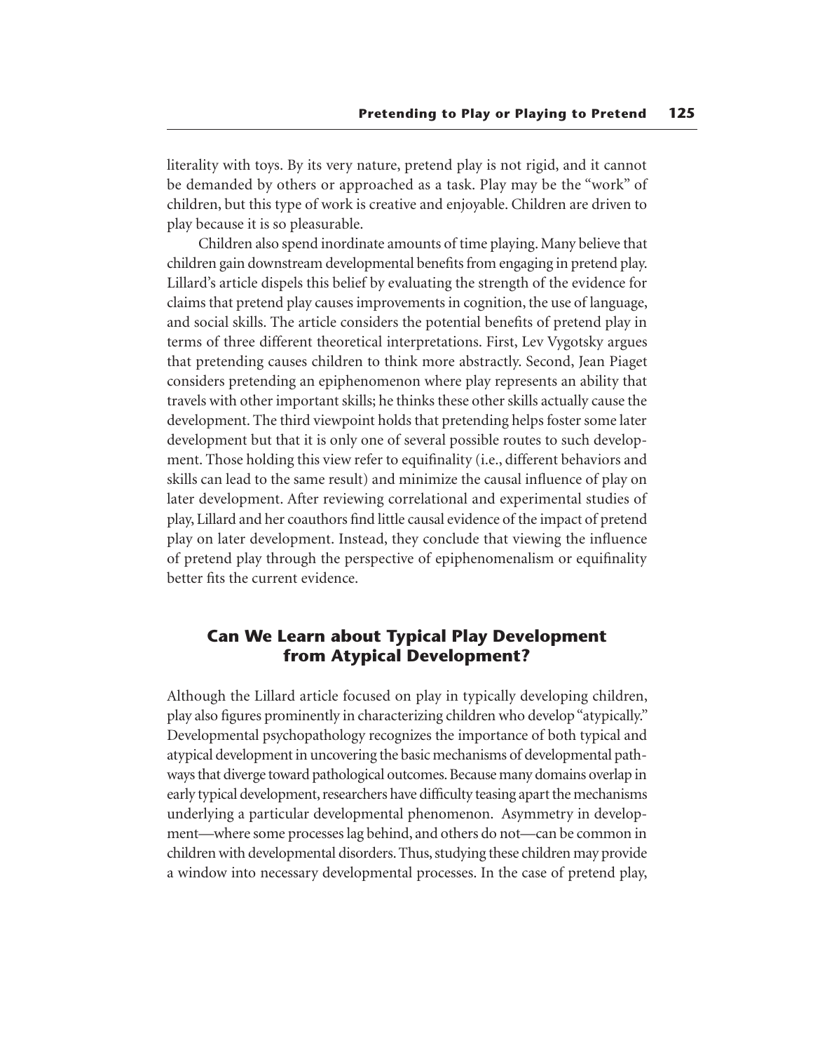literality with toys. By its very nature, pretend play is not rigid, and it cannot be demanded by others or approached as a task. Play may be the "work" of children, but this type of work is creative and enjoyable. Children are driven to play because it is so pleasurable.

Children also spend inordinate amounts of time playing. Many believe that children gain downstream developmental benefits from engaging in pretend play. Lillard's article dispels this belief by evaluating the strength of the evidence for claims that pretend play causes improvements in cognition, the use of language, and social skills. The article considers the potential benefits of pretend play in terms of three different theoretical interpretations. First, Lev Vygotsky argues that pretending causes children to think more abstractly. Second, Jean Piaget considers pretending an epiphenomenon where play represents an ability that travels with other important skills; he thinks these other skills actually cause the development. The third viewpoint holds that pretending helps foster some later development but that it is only one of several possible routes to such development. Those holding this view refer to equifinality (i.e., different behaviors and skills can lead to the same result) and minimize the causal influence of play on later development. After reviewing correlational and experimental studies of play, Lillard and her coauthors find little causal evidence of the impact of pretend play on later development. Instead, they conclude that viewing the influence of pretend play through the perspective of epiphenomenalism or equifinality better fits the current evidence.

## Can We Learn about Typical Play Development from Atypical Development?

Although the Lillard article focused on play in typically developing children, play also figures prominently in characterizing children who develop "atypically." Developmental psychopathology recognizes the importance of both typical and atypical development in uncovering the basic mechanisms of developmental pathways that diverge toward pathological outcomes. Because many domains overlap in early typical development, researchers have difficulty teasing apart the mechanisms underlying a particular developmental phenomenon. Asymmetry in development—where some processes lag behind, and others do not—can be common in children with developmental disorders. Thus, studying these children may provide a window into necessary developmental processes. In the case of pretend play,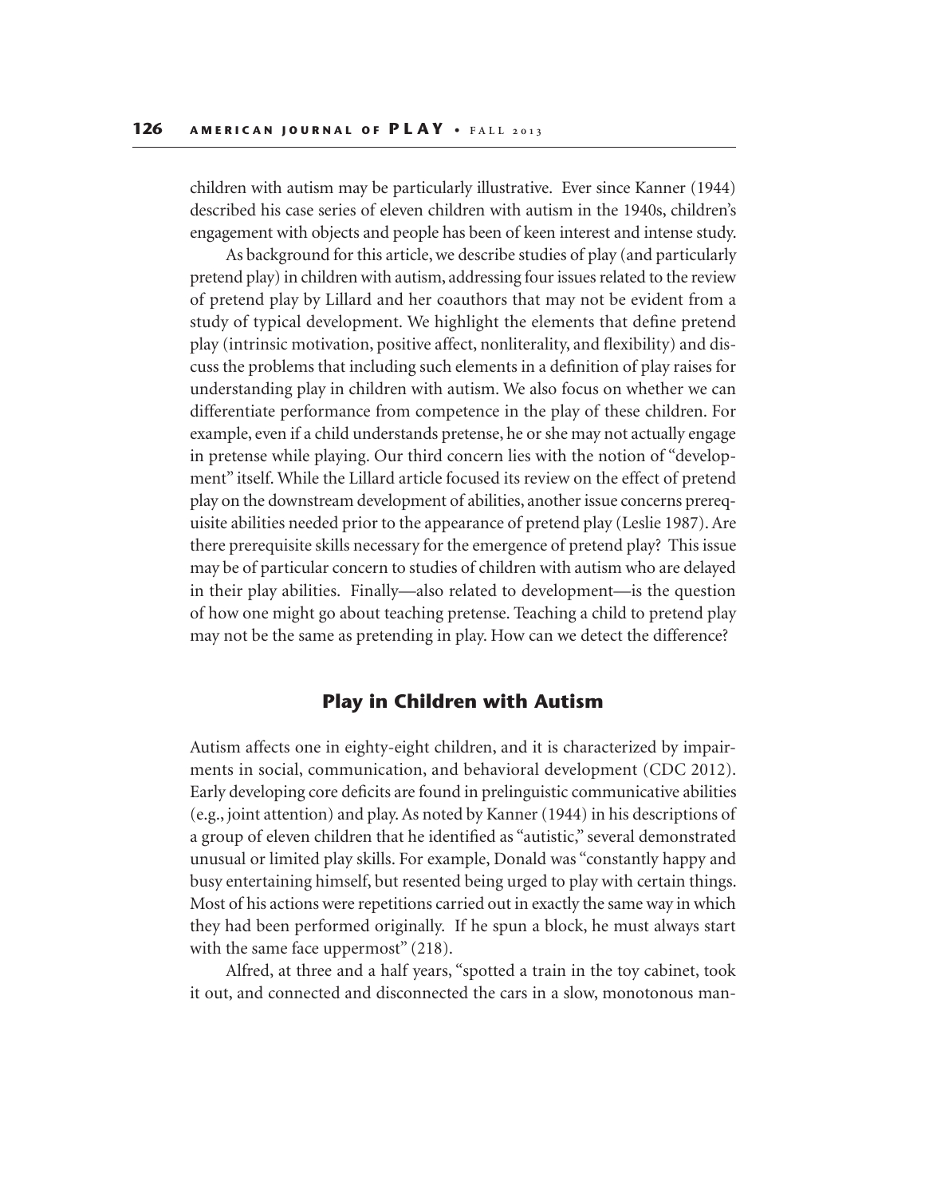children with autism may be particularly illustrative. Ever since Kanner (1944) described his case series of eleven children with autism in the 1940s, children's engagement with objects and people has been of keen interest and intense study.

As background for this article, we describe studies of play (and particularly pretend play) in children with autism, addressing four issues related to the review of pretend play by Lillard and her coauthors that may not be evident from a study of typical development. We highlight the elements that define pretend play (intrinsic motivation, positive affect, nonliterality, and flexibility) and discuss the problems that including such elements in a definition of play raises for understanding play in children with autism. We also focus on whether we can differentiate performance from competence in the play of these children. For example, even if a child understands pretense, he or she may not actually engage in pretense while playing. Our third concern lies with the notion of "development" itself. While the Lillard article focused its review on the effect of pretend play on the downstream development of abilities, another issue concerns prerequisite abilities needed prior to the appearance of pretend play (Leslie 1987). Are there prerequisite skills necessary for the emergence of pretend play? This issue may be of particular concern to studies of children with autism who are delayed in their play abilities. Finally—also related to development—is the question of how one might go about teaching pretense. Teaching a child to pretend play may not be the same as pretending in play. How can we detect the difference?

## Play in Children with Autism

Autism affects one in eighty-eight children, and it is characterized by impairments in social, communication, and behavioral development (CDC 2012). Early developing core deficits are found in prelinguistic communicative abilities (e.g., joint attention) and play. As noted by Kanner (1944) in his descriptions of a group of eleven children that he identified as "autistic," several demonstrated unusual or limited play skills. For example, Donald was "constantly happy and busy entertaining himself, but resented being urged to play with certain things. Most of his actions were repetitions carried out in exactly the same way in which they had been performed originally. If he spun a block, he must always start with the same face uppermost" (218).

Alfred, at three and a half years, "spotted a train in the toy cabinet, took it out, and connected and disconnected the cars in a slow, monotonous man-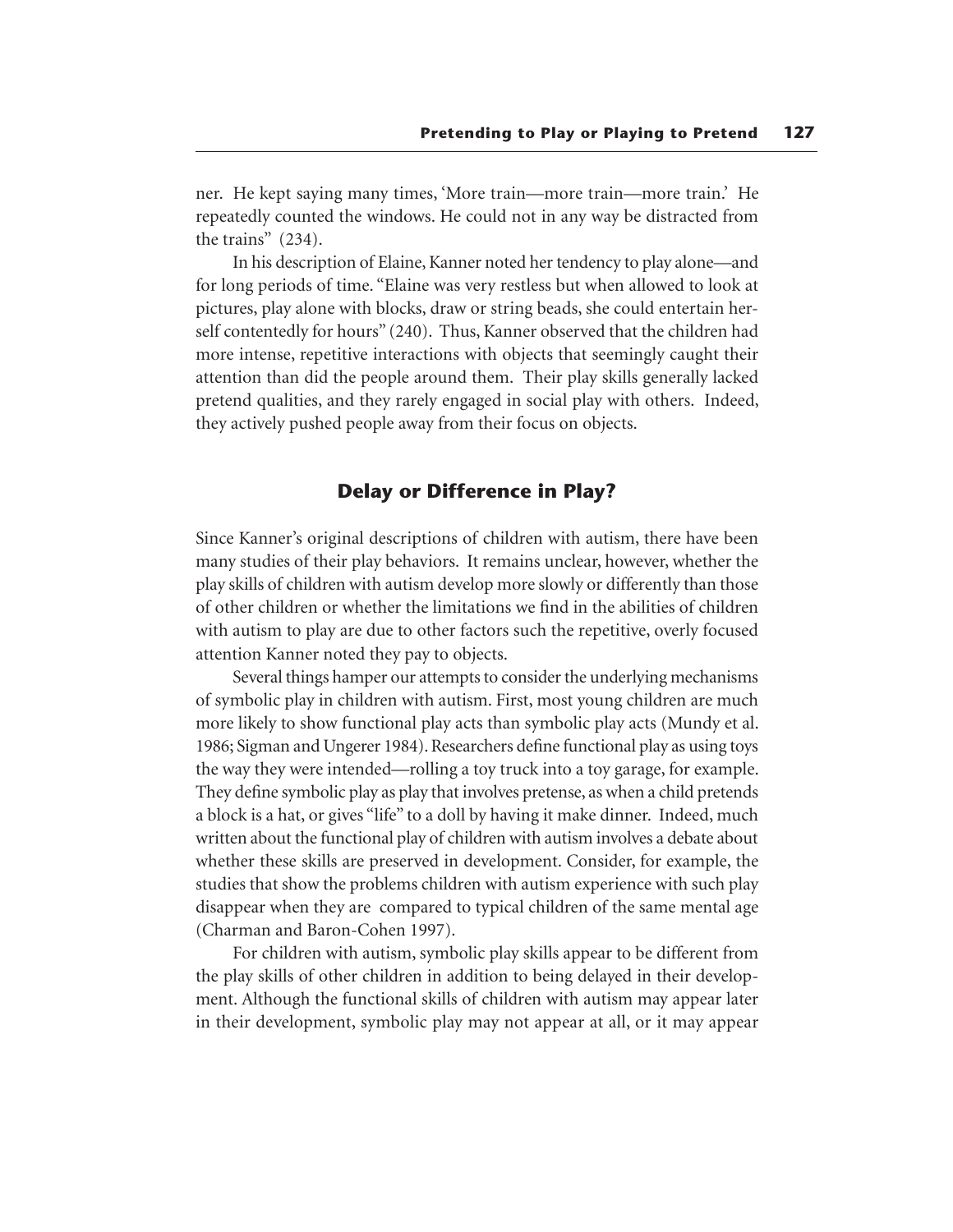ner. He kept saying many times, 'More train—more train—more train.' He repeatedly counted the windows. He could not in any way be distracted from the trains" (234).

In his description of Elaine, Kanner noted her tendency to play alone—and for long periods of time. "Elaine was very restless but when allowed to look at pictures, play alone with blocks, draw or string beads, she could entertain herself contentedly for hours" (240). Thus, Kanner observed that the children had more intense, repetitive interactions with objects that seemingly caught their attention than did the people around them. Their play skills generally lacked pretend qualities, and they rarely engaged in social play with others. Indeed, they actively pushed people away from their focus on objects.

## Delay or Difference in Play?

Since Kanner's original descriptions of children with autism, there have been many studies of their play behaviors. It remains unclear, however, whether the play skills of children with autism develop more slowly or differently than those of other children or whether the limitations we find in the abilities of children with autism to play are due to other factors such the repetitive, overly focused attention Kanner noted they pay to objects.

Several things hamper our attempts to consider the underlying mechanisms of symbolic play in children with autism. First, most young children are much more likely to show functional play acts than symbolic play acts (Mundy et al. 1986; Sigman and Ungerer 1984). Researchers define functional play as using toys the way they were intended—rolling a toy truck into a toy garage, for example. They define symbolic play as play that involves pretense, as when a child pretends a block is a hat, or gives "life" to a doll by having it make dinner. Indeed, much written about the functional play of children with autism involves a debate about whether these skills are preserved in development. Consider, for example, the studies that show the problems children with autism experience with such play disappear when they are compared to typical children of the same mental age (Charman and Baron-Cohen 1997).

For children with autism, symbolic play skills appear to be different from the play skills of other children in addition to being delayed in their development. Although the functional skills of children with autism may appear later in their development, symbolic play may not appear at all, or it may appear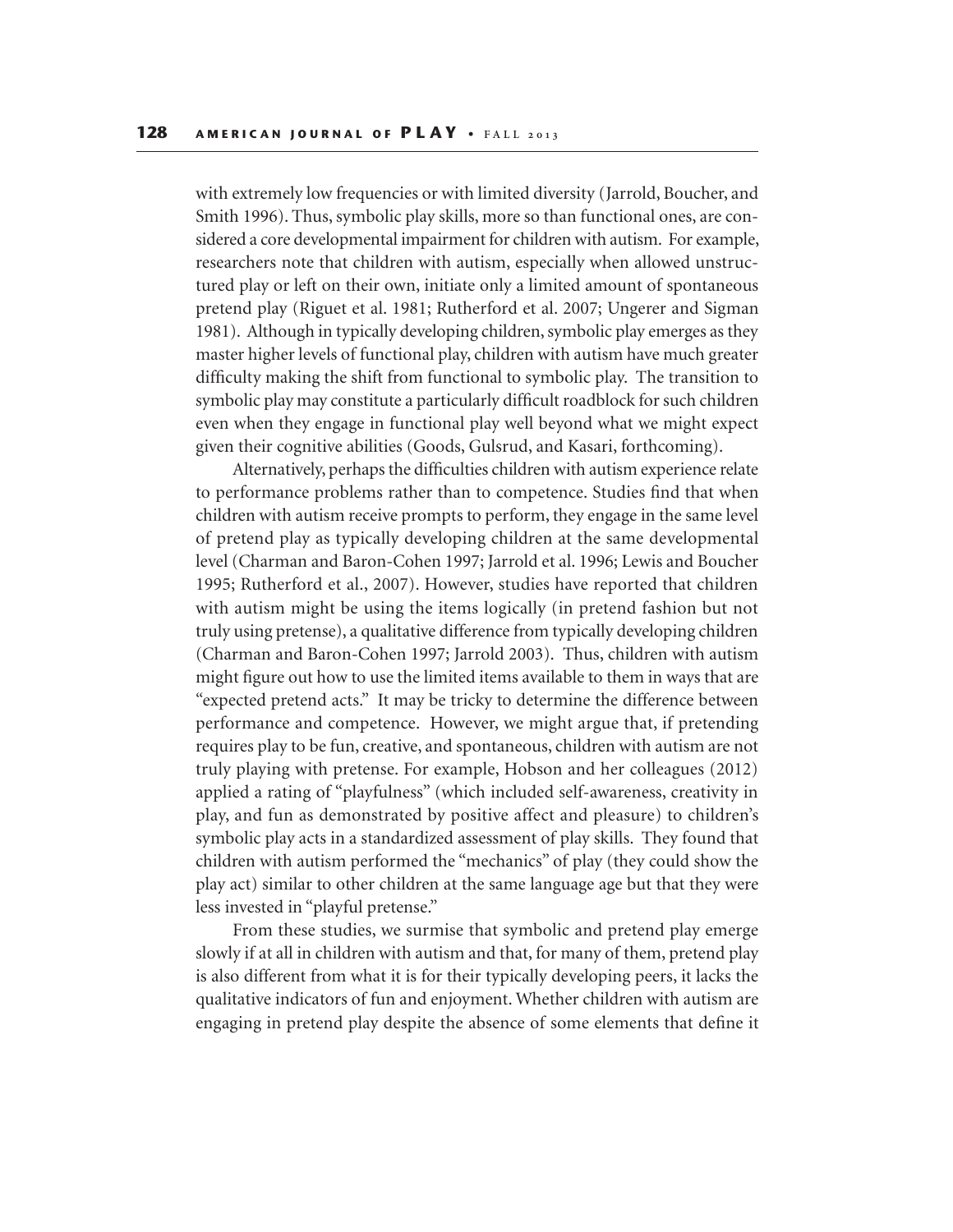with extremely low frequencies or with limited diversity (Jarrold, Boucher, and Smith 1996). Thus, symbolic play skills, more so than functional ones, are considered a core developmental impairment for children with autism. For example, researchers note that children with autism, especially when allowed unstructured play or left on their own, initiate only a limited amount of spontaneous pretend play (Riguet et al. 1981; Rutherford et al. 2007; Ungerer and Sigman 1981). Although in typically developing children, symbolic play emerges as they master higher levels of functional play, children with autism have much greater difficulty making the shift from functional to symbolic play. The transition to symbolic play may constitute a particularly difficult roadblock for such children even when they engage in functional play well beyond what we might expect given their cognitive abilities (Goods, Gulsrud, and Kasari, forthcoming).

Alternatively, perhaps the difficulties children with autism experience relate to performance problems rather than to competence. Studies find that when children with autism receive prompts to perform, they engage in the same level of pretend play as typically developing children at the same developmental level (Charman and Baron-Cohen 1997; Jarrold et al. 1996; Lewis and Boucher 1995; Rutherford et al., 2007). However, studies have reported that children with autism might be using the items logically (in pretend fashion but not truly using pretense), a qualitative difference from typically developing children (Charman and Baron-Cohen 1997; Jarrold 2003). Thus, children with autism might figure out how to use the limited items available to them in ways that are "expected pretend acts." It may be tricky to determine the difference between performance and competence. However, we might argue that, if pretending requires play to be fun, creative, and spontaneous, children with autism are not truly playing with pretense. For example, Hobson and her colleagues (2012) applied a rating of "playfulness" (which included self-awareness, creativity in play, and fun as demonstrated by positive affect and pleasure) to children's symbolic play acts in a standardized assessment of play skills. They found that children with autism performed the "mechanics" of play (they could show the play act) similar to other children at the same language age but that they were less invested in "playful pretense."

From these studies, we surmise that symbolic and pretend play emerge slowly if at all in children with autism and that, for many of them, pretend play is also different from what it is for their typically developing peers, it lacks the qualitative indicators of fun and enjoyment. Whether children with autism are engaging in pretend play despite the absence of some elements that define it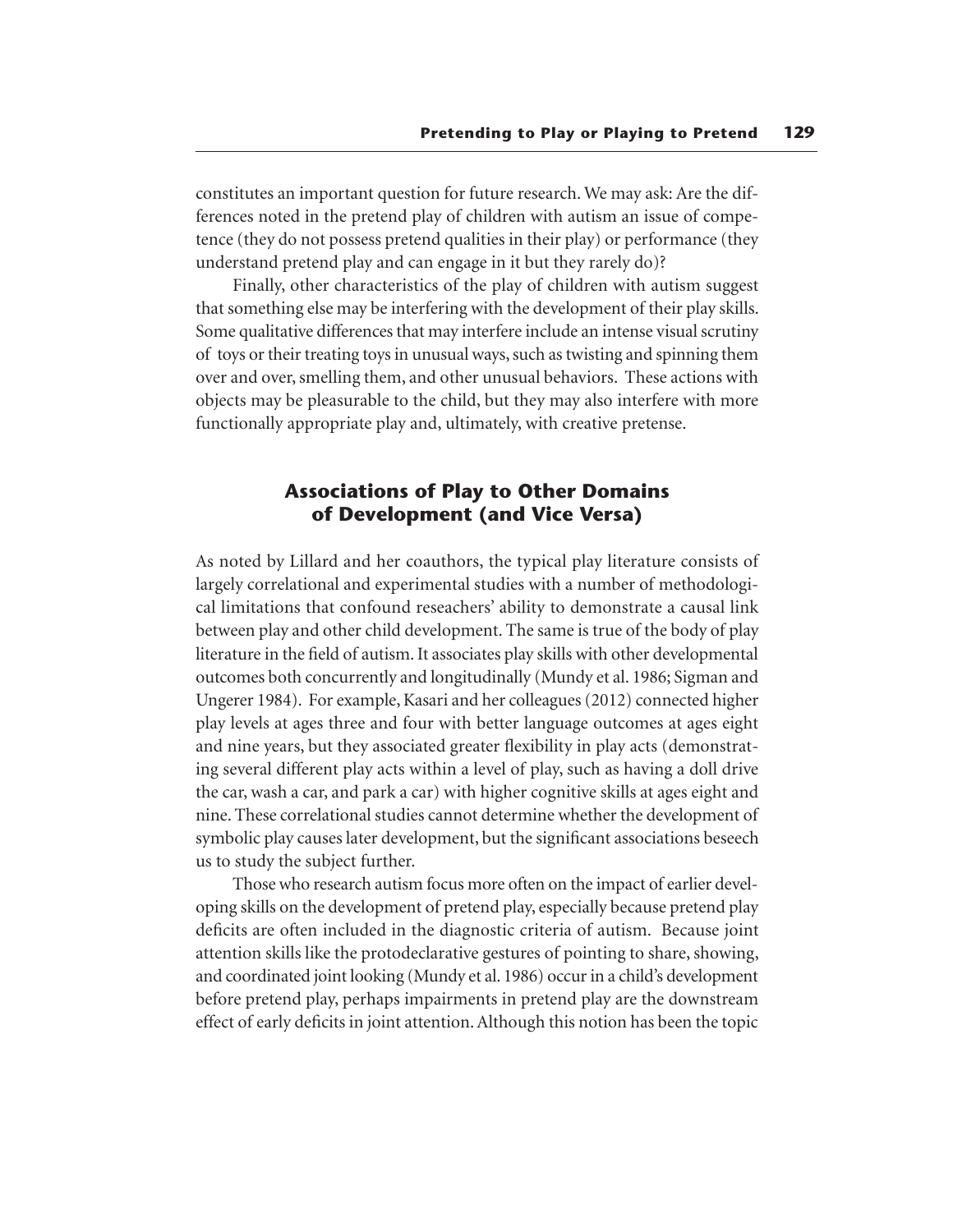constitutes an important question for future research. We may ask: Are the differences noted in the pretend play of children with autism an issue of competence (they do not possess pretend qualities in their play) or performance (they understand pretend play and can engage in it but they rarely do)?

Finally, other characteristics of the play of children with autism suggest that something else may be interfering with the development of their play skills. Some qualitative differences that may interfere include an intense visual scrutiny of toys or their treating toys in unusual ways, such as twisting and spinning them over and over, smelling them, and other unusual behaviors. These actions with objects may be pleasurable to the child, but they may also interfere with more functionally appropriate play and, ultimately, with creative pretense.

## Associations of Play to Other Domains of Development (and Vice Versa)

As noted by Lillard and her coauthors, the typical play literature consists of largely correlational and experimental studies with a number of methodological limitations that confound reseachers' ability to demonstrate a causal link between play and other child development. The same is true of the body of play literature in the field of autism. It associates play skills with other developmental outcomes both concurrently and longitudinally (Mundy et al. 1986; Sigman and Ungerer 1984). For example, Kasari and her colleagues (2012) connected higher play levels at ages three and four with better language outcomes at ages eight and nine years, but they associated greater flexibility in play acts (demonstrating several different play acts within a level of play, such as having a doll drive the car, wash a car, and park a car) with higher cognitive skills at ages eight and nine. These correlational studies cannot determine whether the development of symbolic play causes later development, but the significant associations beseech us to study the subject further.

Those who research autism focus more often on the impact of earlier developing skills on the development of pretend play, especially because pretend play deficits are often included in the diagnostic criteria of autism. Because joint attention skills like the protodeclarative gestures of pointing to share, showing, and coordinated joint looking (Mundy et al. 1986) occur in a child's development before pretend play, perhaps impairments in pretend play are the downstream effect of early deficits in joint attention. Although this notion has been the topic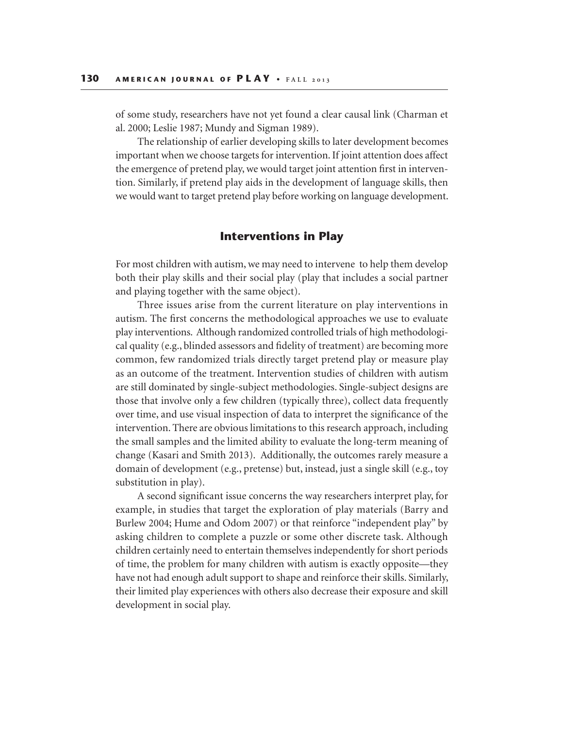of some study, researchers have not yet found a clear causal link (Charman et al. 2000; Leslie 1987; Mundy and Sigman 1989).

The relationship of earlier developing skills to later development becomes important when we choose targets for intervention. If joint attention does affect the emergence of pretend play, we would target joint attention first in intervention. Similarly, if pretend play aids in the development of language skills, then we would want to target pretend play before working on language development.

## Interventions in Play

For most children with autism, we may need to intervene to help them develop both their play skills and their social play (play that includes a social partner and playing together with the same object).

Three issues arise from the current literature on play interventions in autism. The first concerns the methodological approaches we use to evaluate play interventions. Although randomized controlled trials of high methodological quality (e.g., blinded assessors and fidelity of treatment) are becoming more common, few randomized trials directly target pretend play or measure play as an outcome of the treatment. Intervention studies of children with autism are still dominated by single-subject methodologies. Single-subject designs are those that involve only a few children (typically three), collect data frequently over time, and use visual inspection of data to interpret the significance of the intervention. There are obvious limitations to this research approach, including the small samples and the limited ability to evaluate the long-term meaning of change (Kasari and Smith 2013). Additionally, the outcomes rarely measure a domain of development (e.g., pretense) but, instead, just a single skill (e.g., toy substitution in play).

A second significant issue concerns the way researchers interpret play, for example, in studies that target the exploration of play materials (Barry and Burlew 2004; Hume and Odom 2007) or that reinforce "independent play" by asking children to complete a puzzle or some other discrete task. Although children certainly need to entertain themselves independently for short periods of time, the problem for many children with autism is exactly opposite—they have not had enough adult support to shape and reinforce their skills. Similarly, their limited play experiences with others also decrease their exposure and skill development in social play.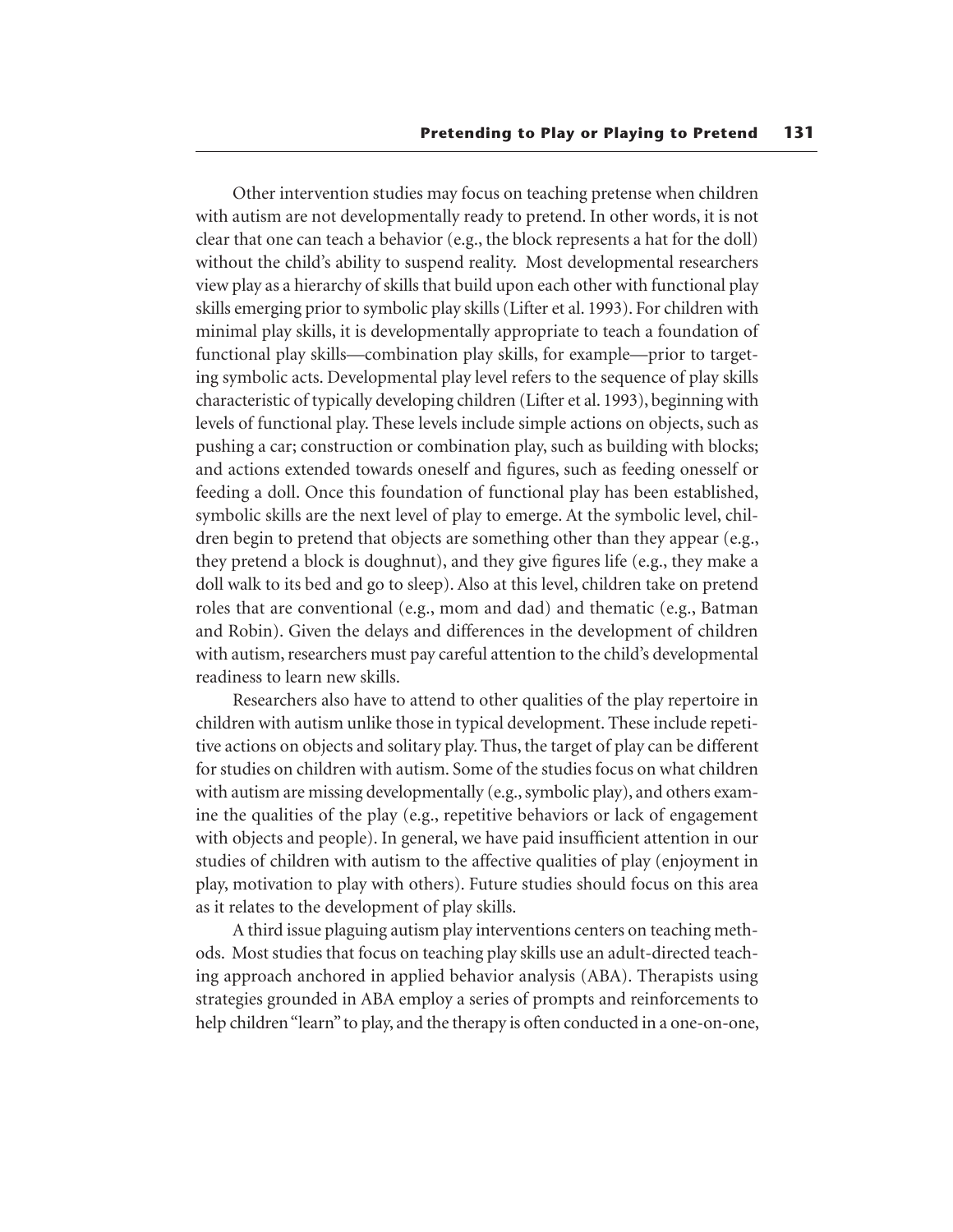Other intervention studies may focus on teaching pretense when children with autism are not developmentally ready to pretend. In other words, it is not clear that one can teach a behavior (e.g., the block represents a hat for the doll) without the child's ability to suspend reality. Most developmental researchers view play as a hierarchy of skills that build upon each other with functional play skills emerging prior to symbolic play skills (Lifter et al. 1993). For children with minimal play skills, it is developmentally appropriate to teach a foundation of functional play skills—combination play skills, for example—prior to targeting symbolic acts. Developmental play level refers to the sequence of play skills characteristic of typically developing children (Lifter et al. 1993), beginning with levels of functional play. These levels include simple actions on objects, such as pushing a car; construction or combination play, such as building with blocks; and actions extended towards oneself and figures, such as feeding onesself or feeding a doll. Once this foundation of functional play has been established, symbolic skills are the next level of play to emerge. At the symbolic level, children begin to pretend that objects are something other than they appear (e.g., they pretend a block is doughnut), and they give figures life (e.g., they make a doll walk to its bed and go to sleep). Also at this level, children take on pretend roles that are conventional (e.g., mom and dad) and thematic (e.g., Batman and Robin). Given the delays and differences in the development of children with autism, researchers must pay careful attention to the child's developmental readiness to learn new skills.

Researchers also have to attend to other qualities of the play repertoire in children with autism unlike those in typical development. These include repetitive actions on objects and solitary play. Thus, the target of play can be different for studies on children with autism. Some of the studies focus on what children with autism are missing developmentally (e.g., symbolic play), and others examine the qualities of the play (e.g., repetitive behaviors or lack of engagement with objects and people). In general, we have paid insufficient attention in our studies of children with autism to the affective qualities of play (enjoyment in play, motivation to play with others). Future studies should focus on this area as it relates to the development of play skills.

A third issue plaguing autism play interventions centers on teaching methods. Most studies that focus on teaching play skills use an adult-directed teaching approach anchored in applied behavior analysis (ABA). Therapists using strategies grounded in ABA employ a series of prompts and reinforcements to help children "learn" to play, and the therapy is often conducted in a one-on-one,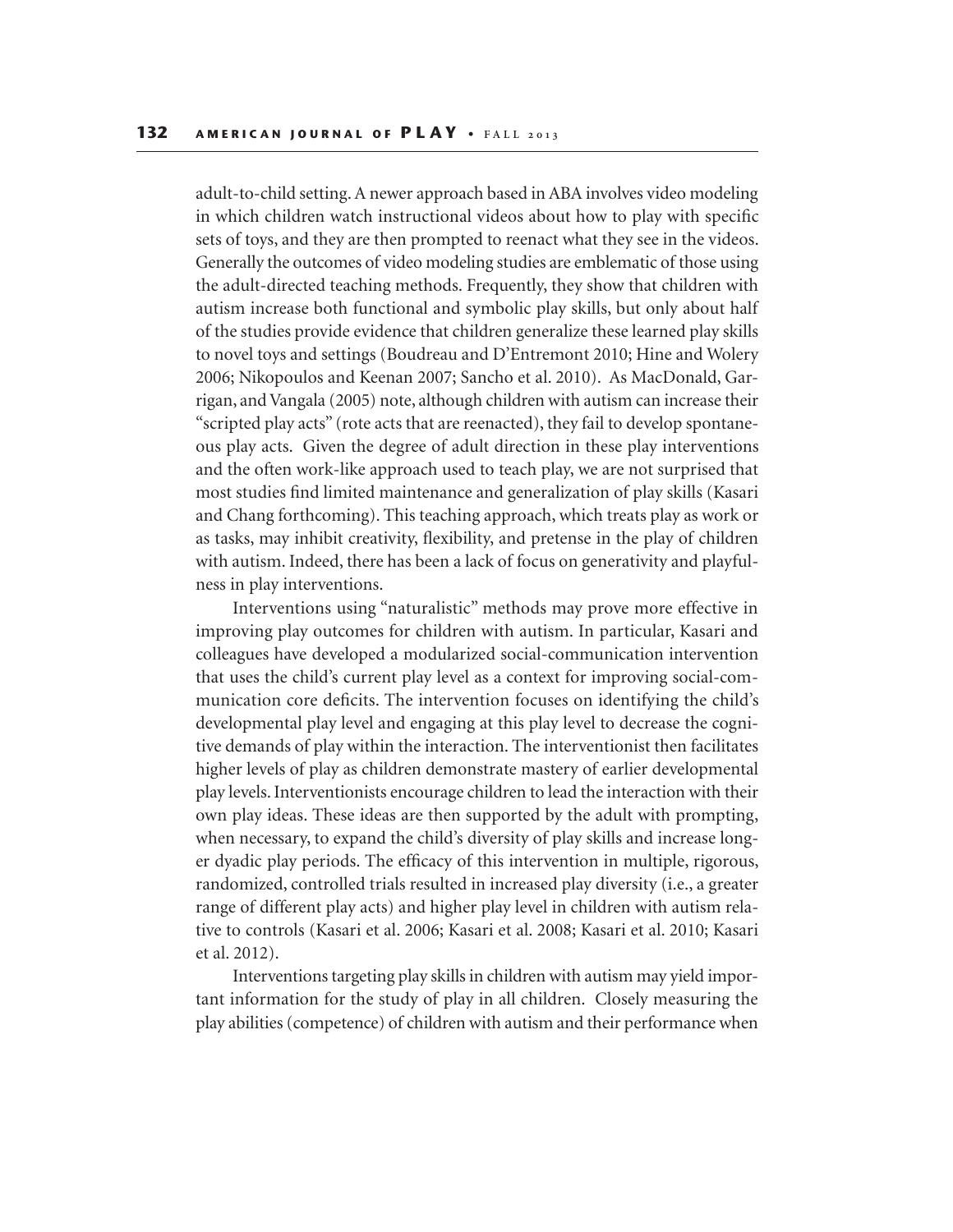adult-to-child setting. A newer approach based in ABA involves video modeling in which children watch instructional videos about how to play with specific sets of toys, and they are then prompted to reenact what they see in the videos. Generally the outcomes of video modeling studies are emblematic of those using the adult-directed teaching methods. Frequently, they show that children with autism increase both functional and symbolic play skills, but only about half of the studies provide evidence that children generalize these learned play skills to novel toys and settings (Boudreau and D'Entremont 2010; Hine and Wolery 2006; Nikopoulos and Keenan 2007; Sancho et al. 2010). As MacDonald, Garrigan, and Vangala (2005) note, although children with autism can increase their "scripted play acts" (rote acts that are reenacted), they fail to develop spontaneous play acts. Given the degree of adult direction in these play interventions and the often work-like approach used to teach play, we are not surprised that most studies find limited maintenance and generalization of play skills (Kasari and Chang forthcoming). This teaching approach, which treats play as work or as tasks, may inhibit creativity, flexibility, and pretense in the play of children with autism. Indeed, there has been a lack of focus on generativity and playfulness in play interventions.

Interventions using "naturalistic" methods may prove more effective in improving play outcomes for children with autism. In particular, Kasari and colleagues have developed a modularized social-communication intervention that uses the child's current play level as a context for improving social-communication core deficits. The intervention focuses on identifying the child's developmental play level and engaging at this play level to decrease the cognitive demands of play within the interaction. The interventionist then facilitates higher levels of play as children demonstrate mastery of earlier developmental play levels. Interventionists encourage children to lead the interaction with their own play ideas. These ideas are then supported by the adult with prompting, when necessary, to expand the child's diversity of play skills and increase longer dyadic play periods. The efficacy of this intervention in multiple, rigorous, randomized, controlled trials resulted in increased play diversity (i.e., a greater range of different play acts) and higher play level in children with autism relative to controls (Kasari et al. 2006; Kasari et al. 2008; Kasari et al. 2010; Kasari et al. 2012).

Interventions targeting play skills in children with autism may yield important information for the study of play in all children. Closely measuring the play abilities (competence) of children with autism and their performance when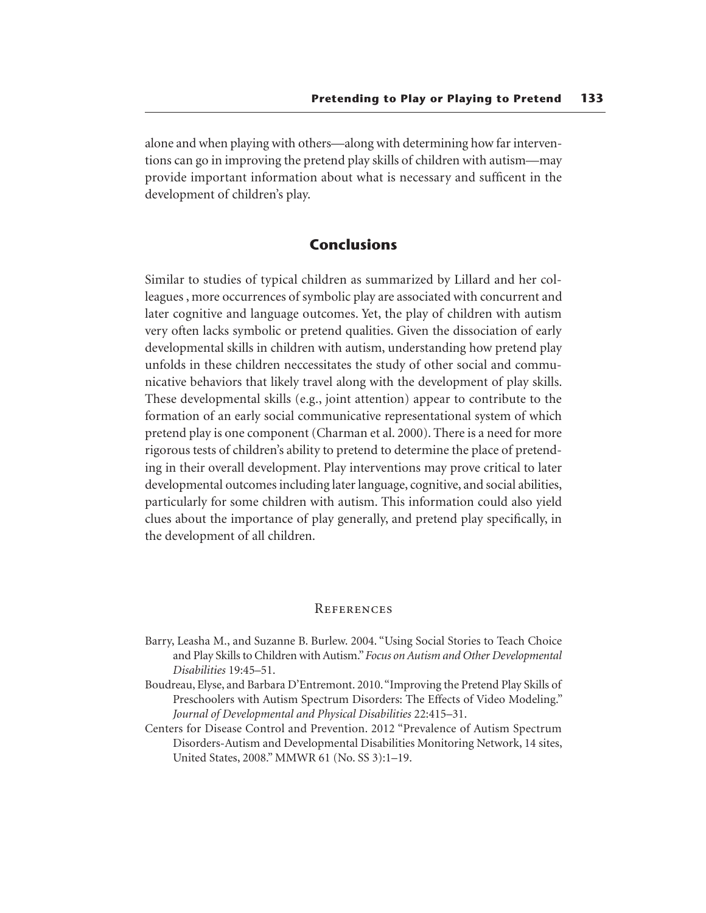alone and when playing with others—along with determining how far interventions can go in improving the pretend play skills of children with autism—may provide important information about what is necessary and sufficent in the development of children's play.

## Conclusions

Similar to studies of typical children as summarized by Lillard and her colleagues , more occurrences of symbolic play are associated with concurrent and later cognitive and language outcomes. Yet, the play of children with autism very often lacks symbolic or pretend qualities. Given the dissociation of early developmental skills in children with autism, understanding how pretend play unfolds in these children neccessitates the study of other social and communicative behaviors that likely travel along with the development of play skills. These developmental skills (e.g., joint attention) appear to contribute to the formation of an early social communicative representational system of which pretend play is one component (Charman et al. 2000). There is a need for more rigorous tests of children's ability to pretend to determine the place of pretending in their overall development. Play interventions may prove critical to later developmental outcomes including later language, cognitive, and social abilities, particularly for some children with autism. This information could also yield clues about the importance of play generally, and pretend play specifically, in the development of all children.

### References

Barry, Leasha M., and Suzanne B. Burlew. 2004. "Using Social Stories to Teach Choice and Play Skills to Children with Autism." *Focus on Autism and Other Developmental Disabilities* 19:45–51.

Boudreau, Elyse, and Barbara D'Entremont. 2010. "Improving the Pretend Play Skills of Preschoolers with Autism Spectrum Disorders: The Effects of Video Modeling." *Journal of Developmental and Physical Disabilities* 22:415–31.

Centers for Disease Control and Prevention. 2012 "Prevalence of Autism Spectrum Disorders-Autism and Developmental Disabilities Monitoring Network, 14 sites, United States, 2008." MMWR 61 (No. SS 3):1–19.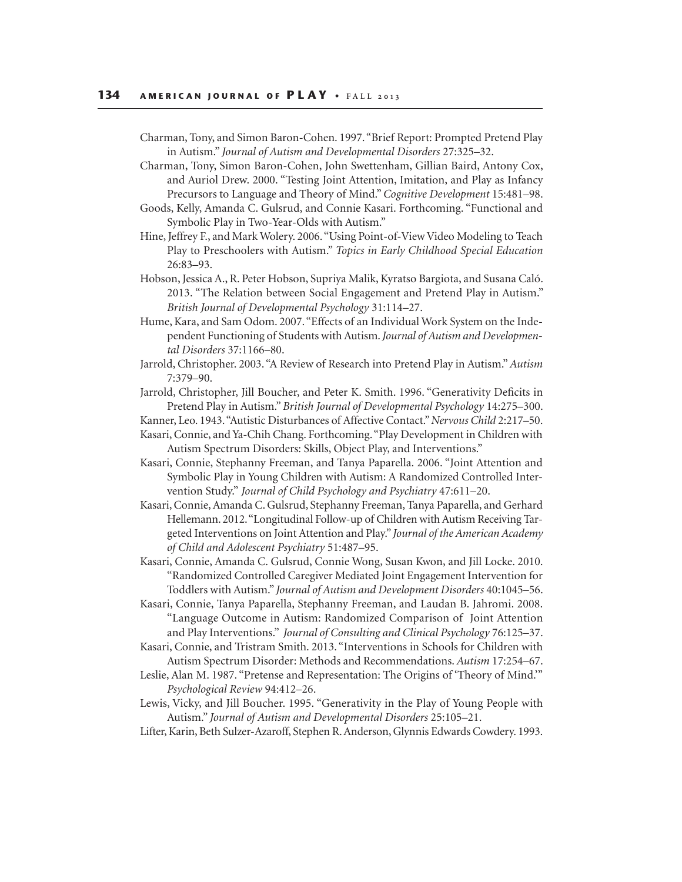Charman, Tony, and Simon Baron-Cohen. 1997. "Brief Report: Prompted Pretend Play in Autism." *Journal of Autism and Developmental Disorders* 27:325–32.

Charman, Tony, Simon Baron-Cohen, John Swettenham, Gillian Baird, Antony Cox, and Auriol Drew. 2000. "Testing Joint Attention, Imitation, and Play as Infancy Precursors to Language and Theory of Mind." *Cognitive Development* 15:481–98.

Goods, Kelly, Amanda C. Gulsrud, and Connie Kasari. Forthcoming. "Functional and Symbolic Play in Two-Year-Olds with Autism."

Hine, Jeffrey F., and Mark Wolery. 2006. "Using Point-of-View Video Modeling to Teach Play to Preschoolers with Autism." *Topics in Early Childhood Special Education* 26:83–93.

Hobson, Jessica A., R. Peter Hobson, Supriya Malik, Kyratso Bargiota, and Susana Caló. 2013. "The Relation between Social Engagement and Pretend Play in Autism." *British Journal of Developmental Psychology* 31:114–27.

Hume, Kara, and Sam Odom. 2007. "Effects of an Individual Work System on the Independent Functioning of Students with Autism. *Journal of Autism and Developmental Disorders* 37:1166–80.

Jarrold, Christopher. 2003. "A Review of Research into Pretend Play in Autism." *Autism* 7:379–90.

Jarrold, Christopher, Jill Boucher, and Peter K. Smith. 1996. "Generativity Deficits in Pretend Play in Autism." *British Journal of Developmental Psychology* 14:275–300.

Kanner, Leo. 1943. "Autistic Disturbances of Affective Contact." *Nervous Child* 2:217–50.

Kasari, Connie, and Ya-Chih Chang. Forthcoming. "Play Development in Children with Autism Spectrum Disorders: Skills, Object Play, and Interventions."

Kasari, Connie, Stephanny Freeman, and Tanya Paparella. 2006. "Joint Attention and Symbolic Play in Young Children with Autism: A Randomized Controlled Intervention Study." *Journal of Child Psychology and Psychiatry* 47:611–20.

Kasari, Connie, Amanda C. Gulsrud, Stephanny Freeman, Tanya Paparella, and Gerhard Hellemann. 2012. "Longitudinal Follow-up of Children with Autism Receiving Targeted Interventions on Joint Attention and Play." *Journal of the American Academy of Child and Adolescent Psychiatry* 51:487–95.

Kasari, Connie, Amanda C. Gulsrud, Connie Wong, Susan Kwon, and Jill Locke. 2010. "Randomized Controlled Caregiver Mediated Joint Engagement Intervention for Toddlers with Autism." *Journal of Autism and Development Disorders* 40:1045–56.

Kasari, Connie, Tanya Paparella, Stephanny Freeman, and Laudan B. Jahromi. 2008. "Language Outcome in Autism: Randomized Comparison of Joint Attention and Play Interventions." *Journal of Consulting and Clinical Psychology* 76:125–37.

Kasari, Connie, and Tristram Smith. 2013. "Interventions in Schools for Children with Autism Spectrum Disorder: Methods and Recommendations. *Autism* 17:254–67.

Leslie, Alan M. 1987. "Pretense and Representation: The Origins of 'Theory of Mind.'" *Psychological Review* 94:412–26.

Lewis, Vicky, and Jill Boucher. 1995. "Generativity in the Play of Young People with Autism." *Journal of Autism and Developmental Disorders* 25:105–21.

Lifter, Karin, Beth Sulzer-Azaroff, Stephen R. Anderson, Glynnis Edwards Cowdery. 1993.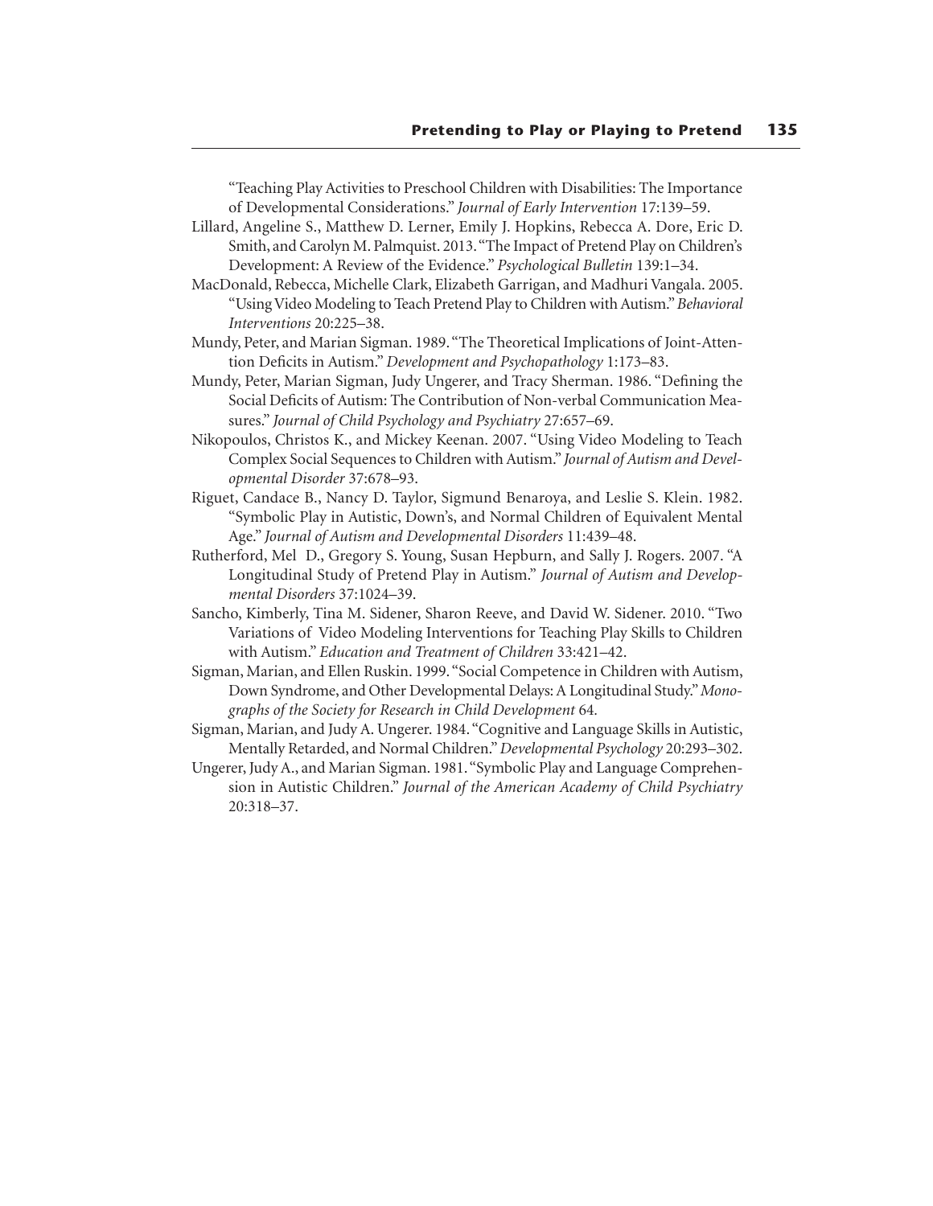"Teaching Play Activities to Preschool Children with Disabilities: The Importance of Developmental Considerations." *Journal of Early Intervention* 17:139–59.

Lillard, Angeline S., Matthew D. Lerner, Emily J. Hopkins, Rebecca A. Dore, Eric D. Smith, and Carolyn M. Palmquist. 2013. "The Impact of Pretend Play on Children's Development: A Review of the Evidence." *Psychological Bulletin* 139:1–34.

MacDonald, Rebecca, Michelle Clark, Elizabeth Garrigan, and Madhuri Vangala. 2005. "Using Video Modeling to Teach Pretend Play to Children with Autism." *Behavioral Interventions* 20:225–38.

Mundy, Peter, and Marian Sigman. 1989. "The Theoretical Implications of Joint-Attention Deficits in Autism." *Development and Psychopathology* 1:173–83.

Mundy, Peter, Marian Sigman, Judy Ungerer, and Tracy Sherman. 1986. "Defining the Social Deficits of Autism: The Contribution of Non-verbal Communication Measures." *Journal of Child Psychology and Psychiatry* 27:657–69.

Nikopoulos, Christos K., and Mickey Keenan. 2007. "Using Video Modeling to Teach Complex Social Sequences to Children with Autism." *Journal of Autism and Developmental Disorder* 37:678–93.

Riguet, Candace B., Nancy D. Taylor, Sigmund Benaroya, and Leslie S. Klein. 1982. "Symbolic Play in Autistic, Down's, and Normal Children of Equivalent Mental Age." *Journal of Autism and Developmental Disorders* 11:439–48.

Rutherford, Mel D., Gregory S. Young, Susan Hepburn, and Sally J. Rogers. 2007. "A Longitudinal Study of Pretend Play in Autism." *Journal of Autism and Developmental Disorders* 37:1024–39.

Sancho, Kimberly, Tina M. Sidener, Sharon Reeve, and David W. Sidener. 2010. "Two Variations of Video Modeling Interventions for Teaching Play Skills to Children with Autism." *Education and Treatment of Children* 33:421–42.

Sigman, Marian, and Ellen Ruskin. 1999. "Social Competence in Children with Autism, Down Syndrome, and Other Developmental Delays: A Longitudinal Study." *Monographs of the Society for Research in Child Development* 64.

Sigman, Marian, and Judy A. Ungerer. 1984. "Cognitive and Language Skills in Autistic, Mentally Retarded, and Normal Children." *Developmental Psychology* 20:293–302.

Ungerer, Judy A., and Marian Sigman. 1981. "Symbolic Play and Language Comprehension in Autistic Children." *Journal of the American Academy of Child Psychiatry* 20:318–37.